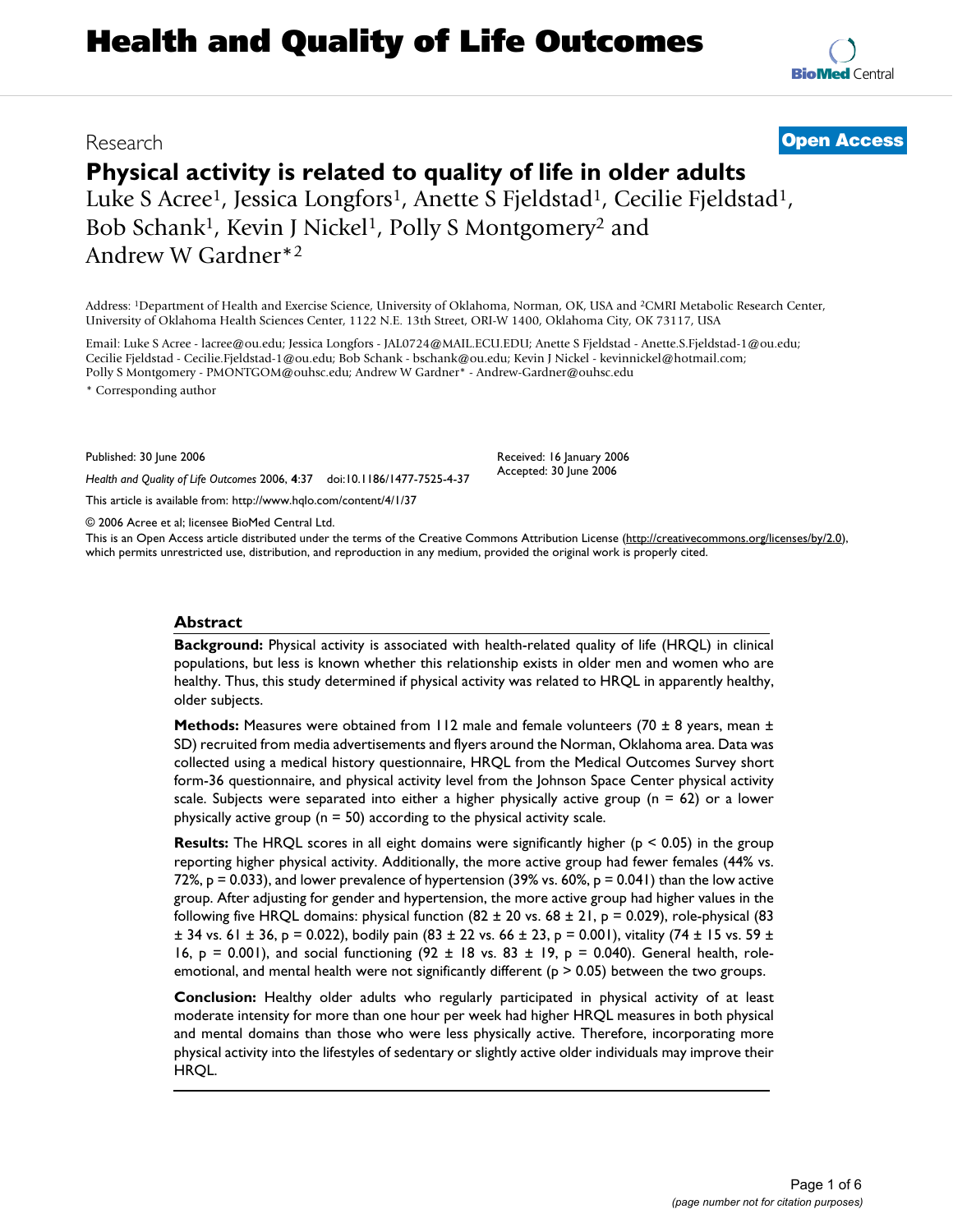# Health and Quality of Life Outcomes

Research

**Open Access**

## Physical activity is related to quality of life in older adults

Luke S Acree[1], Jessica Longfors[1], Anette S Fjeldstad[1], Cecilie Fjeldstad[1], Bob Schank[1], Kevin J Nickel[1], Polly S Montgomery[2] and Andrew W Gardner*[2]

Address: [1]Department of Health and Exercise Science, University of Oklahoma, Norman, OK, USA and [2]CMRI Metabolic Research Center, University of Oklahoma Health Sciences Center, 1122 N.E. 13th Street, ORI-W 1400, Oklahoma City, OK 73117, USA

Email: Luke S Acree - lacree@ou.edu; Jessica Longfors - JAL0724@MAIL.ECU.EDU; Anette S Fjeldstad - Anette.S.Fjeldstad-1@ou.edu; Cecilie Fjeldstad - Cecilie.Fjeldstad-1@ou.edu; Bob Schank - bschank@ou.edu; Kevin J Nickel - kevinnickel@hotmail.com; Polly S Montgomery - PMONTGOM@ouhsc.edu; Andrew W Gardner* - Andrew-Gardner@ouhsc.edu

\* Corresponding author

Published: 30 June 2006

*Health and Quality of Life Outcomes* 2006, **4**:37 doi:10.1186/1477-7525-4-37

Received: 16 January 2006
Accepted: 30 June 2006

This article is available from: http://www.hqlo.com/content/4/1/37

© 2006 Acree et al; licensee BioMed Central Ltd.

This is an Open Access article distributed under the terms of the Creative Commons Attribution License (http://creativecommons.org/licenses/by/2.0), which permits unrestricted use, distribution, and reproduction in any medium, provided the original work is properly cited.

### Abstract

**Background:** Physical activity is associated with health-related quality of life (HRQL) in clinical populations, but less is known whether this relationship exists in older men and women who are healthy. Thus, this study determined if physical activity was related to HRQL in apparently healthy, older subjects.

**Methods:** Measures were obtained from 112 male and female volunteers (70 ± 8 years, mean ± SD) recruited from media advertisements and flyers around the Norman, Oklahoma area. Data was collected using a medical history questionnaire, HRQL from the Medical Outcomes Survey short form-36 questionnaire, and physical activity level from the Johnson Space Center physical activity scale. Subjects were separated into either a higher physically active group (n = 62) or a lower physically active group (n = 50) according to the physical activity scale.

**Results:** The HRQL scores in all eight domains were significantly higher ($p < 0.05$) in the group reporting higher physical activity. Additionally, the more active group had fewer females (44% vs. 72%, $p = 0.033$), and lower prevalence of hypertension (39% vs. 60%, $p = 0.041$) than the low active group. After adjusting for gender and hypertension, the more active group had higher values in the following five HRQL domains: physical function (82 ± 20 vs. 68 ± 21, $p = 0.029$), role-physical (83 ± 34 vs. 61 ± 36, $p = 0.022$), bodily pain (83 ± 22 vs. 66 ± 23, $p = 0.001$), vitality (74 ± 15 vs. 59 ± 16, $p = 0.001$), and social functioning (92 ± 18 vs. 83 ± 19, $p = 0.040$). General health, role-emotional, and mental health were not significantly different ($p > 0.05$) between the two groups.

**Conclusion:** Healthy older adults who regularly participated in physical activity of at least moderate intensity for more than one hour per week had higher HRQL measures in both physical and mental domains than those who were less physically active. Therefore, incorporating more physical activity into the lifestyles of sedentary or slightly active older individuals may improve their HRQL.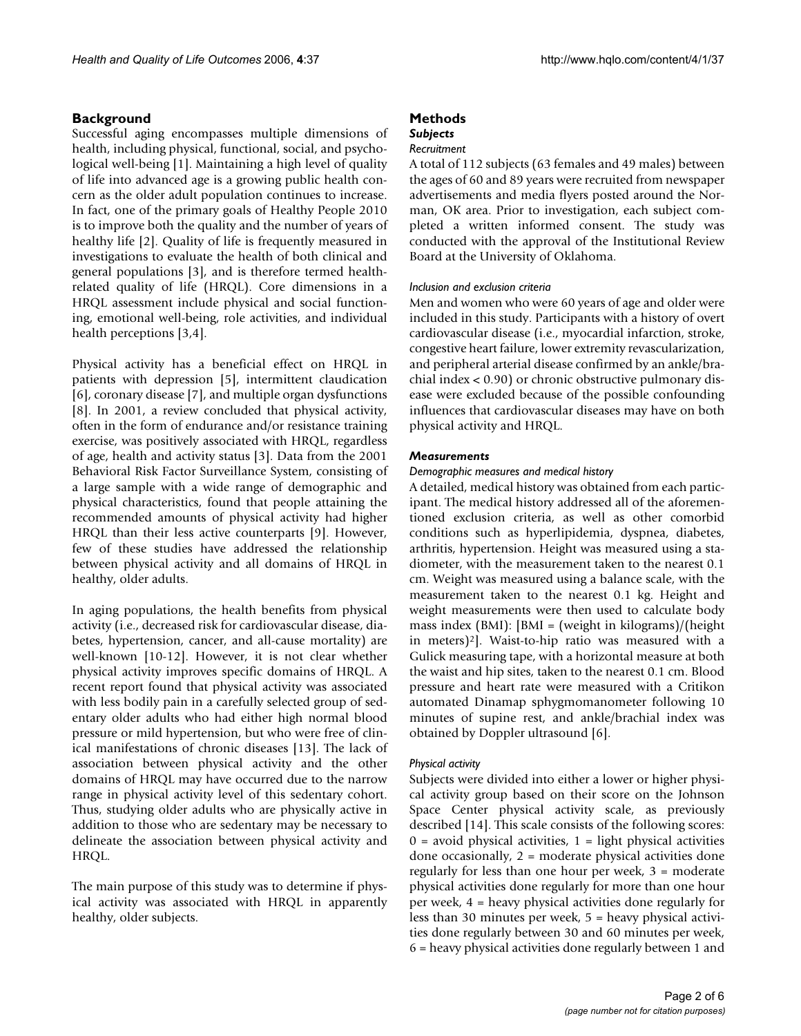## Background

Successful aging encompasses multiple dimensions of health, including physical, functional, social, and psychological well-being [1]. Maintaining a high level of quality of life into advanced age is a growing public health concern as the older adult population continues to increase. In fact, one of the primary goals of Healthy People 2010 is to improve both the quality and the number of years of healthy life [2]. Quality of life is frequently measured in investigations to evaluate the health of both clinical and general populations [3], and is therefore termed health-related quality of life (HRQL). Core dimensions in a HRQL assessment include physical and social functioning, emotional well-being, role activities, and individual health perceptions [3,4].

Physical activity has a beneficial effect on HRQL in patients with depression [5], intermittent claudication [6], coronary disease [7], and multiple organ dysfunctions [8]. In 2001, a review concluded that physical activity, often in the form of endurance and/or resistance training exercise, was positively associated with HRQL, regardless of age, health and activity status [3]. Data from the 2001 Behavioral Risk Factor Surveillance System, consisting of a large sample with a wide range of demographic and physical characteristics, found that people attaining the recommended amounts of physical activity had higher HRQL than their less active counterparts [9]. However, few of these studies have addressed the relationship between physical activity and all domains of HRQL in healthy, older adults.

In aging populations, the health benefits from physical activity (i.e., decreased risk for cardiovascular disease, diabetes, hypertension, cancer, and all-cause mortality) are well-known [10-12]. However, it is not clear whether physical activity improves specific domains of HRQL. A recent report found that physical activity was associated with less bodily pain in a carefully selected group of sedentary older adults who had either high normal blood pressure or mild hypertension, but who were free of clinical manifestations of chronic diseases [13]. The lack of association between physical activity and the other domains of HRQL may have occurred due to the narrow range in physical activity level of this sedentary cohort. Thus, studying older adults who are physically active in addition to those who are sedentary may be necessary to delineate the association between physical activity and HRQL.

The main purpose of this study was to determine if physical activity was associated with HRQL in apparently healthy, older subjects.

## Methods

### *Subjects*

*Recruitment*

A total of 112 subjects (63 females and 49 males) between the ages of 60 and 89 years were recruited from newspaper advertisements and media flyers posted around the Norman, OK area. Prior to investigation, each subject completed a written informed consent. The study was conducted with the approval of the Institutional Review Board at the University of Oklahoma.

*Inclusion and exclusion criteria*

Men and women who were 60 years of age and older were included in this study. Participants with a history of overt cardiovascular disease (i.e., myocardial infarction, stroke, congestive heart failure, lower extremity revascularization, and peripheral arterial disease confirmed by an ankle/brachial index < 0.90) or chronic obstructive pulmonary disease were excluded because of the possible confounding influences that cardiovascular diseases may have on both physical activity and HRQL.

### *Measurements*

*Demographic measures and medical history*

A detailed, medical history was obtained from each participant. The medical history addressed all of the aforementioned exclusion criteria, as well as other comorbid conditions such as hyperlipidemia, dyspnea, diabetes, arthritis, hypertension. Height was measured using a stadiometer, with the measurement taken to the nearest 0.1 cm. Weight was measured using a balance scale, with the measurement taken to the nearest 0.1 kg. Height and weight measurements were then used to calculate body mass index (BMI): [BMI = (weight in kilograms)/(height in meters)$^2$]. Waist-to-hip ratio was measured with a Gulick measuring tape, with a horizontal measure at both the waist and hip sites, taken to the nearest 0.1 cm. Blood pressure and heart rate were measured with a Critikon automated Dinamap sphygmomanometer following 10 minutes of supine rest, and ankle/brachial index was obtained by Doppler ultrasound [6].

*Physical activity*

Subjects were divided into either a lower or higher physical activity group based on their score on the Johnson Space Center physical activity scale, as previously described [14]. This scale consists of the following scores: 0 = avoid physical activities, 1 = light physical activities done occasionally, 2 = moderate physical activities done regularly for less than one hour per week, 3 = moderate physical activities done regularly for more than one hour per week, 4 = heavy physical activities done regularly for less than 30 minutes per week, 5 = heavy physical activities done regularly between 30 and 60 minutes per week, 6 = heavy physical activities done regularly between 1 and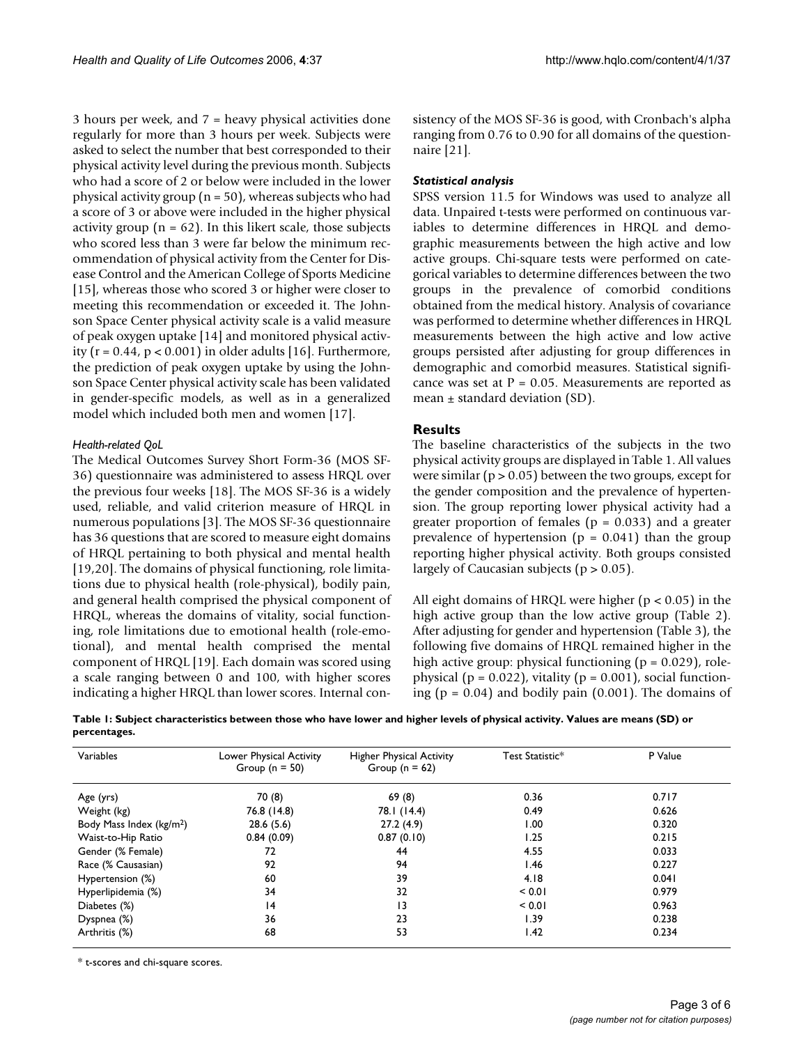3 hours per week, and 7 = heavy physical activities done regularly for more than 3 hours per week. Subjects were asked to select the number that best corresponded to their physical activity level during the previous month. Subjects who had a score of 2 or below were included in the lower physical activity group (n = 50), whereas subjects who had a score of 3 or above were included in the higher physical activity group (n = 62). In this likert scale, those subjects who scored less than 3 were far below the minimum recommendation of physical activity from the Center for Disease Control and the American College of Sports Medicine [15], whereas those who scored 3 or higher were closer to meeting this recommendation or exceeded it. The Johnson Space Center physical activity scale is a valid measure of peak oxygen uptake [14] and monitored physical activity ($r = 0.44$, $p < 0.001$) in older adults [16]. Furthermore, the prediction of peak oxygen uptake by using the Johnson Space Center physical activity scale has been validated in gender-specific models, as well as in a generalized model which included both men and women [17].

### *Health-related QoL*

The Medical Outcomes Survey Short Form-36 (MOS SF-36) questionnaire was administered to assess HRQL over the previous four weeks [18]. The MOS SF-36 is a widely used, reliable, and valid criterion measure of HRQL in numerous populations [3]. The MOS SF-36 questionnaire has 36 questions that are scored to measure eight domains of HRQL pertaining to both physical and mental health [19,20]. The domains of physical functioning, role limitations due to physical health (role-physical), bodily pain, and general health comprised the physical component of HRQL, whereas the domains of vitality, social functioning, role limitations due to emotional health (role-emotional), and mental health comprised the mental component of HRQL [19]. Each domain was scored using a scale ranging between 0 and 100, with higher scores indicating a higher HRQL than lower scores. Internal consistency of the MOS SF-36 is good, with Cronbach's alpha ranging from 0.76 to 0.90 for all domains of the questionnaire [21].

### *Statistical analysis*

SPSS version 11.5 for Windows was used to analyze all data. Unpaired t-tests were performed on continuous variables to determine differences in HRQL and demographic measurements between the high active and low active groups. Chi-square tests were performed on categorical variables to determine differences between the two groups in the prevalence of comorbid conditions obtained from the medical history. Analysis of covariance was performed to determine whether differences in HRQL measurements between the high active and low active groups persisted after adjusting for group differences in demographic and comorbid measures. Statistical significance was set at $P = 0.05$. Measurements are reported as mean ± standard deviation (SD).

## Results

The baseline characteristics of the subjects in the two physical activity groups are displayed in Table 1. All values were similar ($p > 0.05$) between the two groups, except for the gender composition and the prevalence of hypertension. The group reporting lower physical activity had a greater proportion of females ($p = 0.033$) and a greater prevalence of hypertension ($p = 0.041$) than the group reporting higher physical activity. Both groups consisted largely of Caucasian subjects ($p > 0.05$).

All eight domains of HRQL were higher ($p < 0.05$) in the high active group than the low active group (Table 2). After adjusting for gender and hypertension (Table 3), the following five domains of HRQL remained higher in the high active group: physical functioning ($p = 0.029$), role-physical ($p = 0.022$), vitality ($p = 0.001$), social functioning ($p = 0.04$) and bodily pain (0.001). The domains of

**Table 1: Subject characteristics between those who have lower and higher levels of physical activity. Values are means (SD) or percentages.**

| Variables | Lower Physical Activity Group (n = 50) | Higher Physical Activity Group (n = 62) | Test Statistic* | P Value |
|---|---|---|---|---|
| Age (yrs) | 70 (8) | 69 (8) | 0.36 | 0.717 |
| Weight (kg) | 76.8 (14.8) | 78.1 (14.4) | 0.49 | 0.626 |
| Body Mass Index ($kg/m^2$) | 28.6 (5.6) | 27.2 (4.9) | 1.00 | 0.320 |
| Waist-to-Hip Ratio | 0.84 (0.09) | 0.87 (0.10) | 1.25 | 0.215 |
| Gender (% Female) | 72 | 44 | 4.55 | 0.033 |
| Race (% Causasian) | 92 | 94 | 1.46 | 0.227 |
| Hypertension (%) | 60 | 39 | 4.18 | 0.041 |
| Hyperlipidemia (%) | 34 | 32 | < 0.01 | 0.979 |
| Diabetes (%) | 14 | 13 | < 0.01 | 0.963 |
| Dyspnea (%) | 36 | 23 | 1.39 | 0.238 |
| Arthritis (%) | 68 | 53 | 1.42 | 0.234 |

\* t-scores and chi-square scores.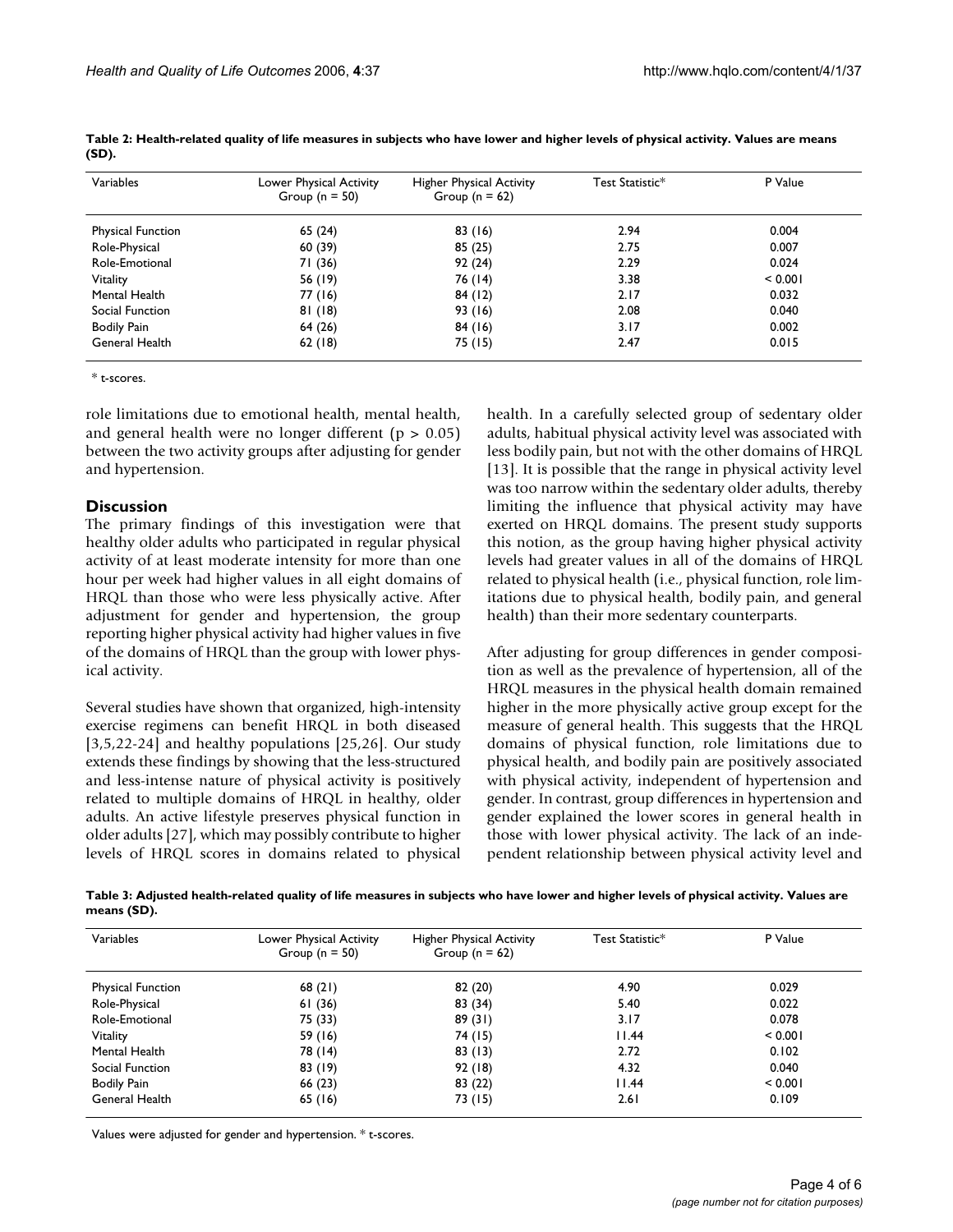**Table 2: Health-related quality of life measures in subjects who have lower and higher levels of physical activity. Values are means (SD).**

| Variables | Lower Physical Activity Group (n = 50) | Higher Physical Activity Group (n = 62) | Test Statistic* | P Value |
| --- | --- | --- | --- | --- |
| Physical Function | 65 (24) | 83 (16) | 2.94 | 0.004 |
| Role-Physical | 60 (39) | 85 (25) | 2.75 | 0.007 |
| Role-Emotional | 71 (36) | 92 (24) | 2.29 | 0.024 |
| Vitality | 56 (19) | 76 (14) | 3.38 | < 0.001 |
| Mental Health | 77 (16) | 84 (12) | 2.17 | 0.032 |
| Social Function | 81 (18) | 93 (16) | 2.08 | 0.040 |
| Bodily Pain | 64 (26) | 84 (16) | 3.17 | 0.002 |
| General Health | 62 (18) | 75 (15) | 2.47 | 0.015 |

* t-scores.

role limitations due to emotional health, mental health, and general health were no longer different ($p > 0.05$) between the two activity groups after adjusting for gender and hypertension.

## Discussion

The primary findings of this investigation were that healthy older adults who participated in regular physical activity of at least moderate intensity for more than one hour per week had higher values in all eight domains of HRQL than those who were less physically active. After adjustment for gender and hypertension, the group reporting higher physical activity had higher values in five of the domains of HRQL than the group with lower physical activity.

Several studies have shown that organized, high-intensity exercise regimens can benefit HRQL in both diseased [3,5,22-24] and healthy populations [25,26]. Our study extends these findings by showing that the less-structured and less-intense nature of physical activity is positively related to multiple domains of HRQL in healthy, older adults. An active lifestyle preserves physical function in older adults [27], which may possibly contribute to higher levels of HRQL scores in domains related to physical health. In a carefully selected group of sedentary older adults, habitual physical activity level was associated with less bodily pain, but not with the other domains of HRQL [13]. It is possible that the range in physical activity level was too narrow within the sedentary older adults, thereby limiting the influence that physical activity may have exerted on HRQL domains. The present study supports this notion, as the group having higher physical activity levels had greater values in all of the domains of HRQL related to physical health (i.e., physical function, role limitations due to physical health, bodily pain, and general health) than their more sedentary counterparts.

After adjusting for group differences in gender composition as well as the prevalence of hypertension, all of the HRQL measures in the physical health domain remained higher in the more physically active group except for the measure of general health. This suggests that the HRQL domains of physical function, role limitations due to physical health, and bodily pain are positively associated with physical activity, independent of hypertension and gender. In contrast, group differences in hypertension and gender explained the lower scores in general health in those with lower physical activity. The lack of an independent relationship between physical activity level and

**Table 3: Adjusted health-related quality of life measures in subjects who have lower and higher levels of physical activity. Values are means (SD).**

| Variables | Lower Physical Activity Group (n = 50) | Higher Physical Activity Group (n = 62) | Test Statistic* | P Value |
| --- | --- | --- | --- | --- |
| Physical Function | 68 (21) | 82 (20) | 4.90 | 0.029 |
| Role-Physical | 61 (36) | 83 (34) | 5.40 | 0.022 |
| Role-Emotional | 75 (33) | 89 (31) | 3.17 | 0.078 |
| Vitality | 59 (16) | 74 (15) | 11.44 | < 0.001 |
| Mental Health | 78 (14) | 83 (13) | 2.72 | 0.102 |
| Social Function | 83 (19) | 92 (18) | 4.32 | 0.040 |
| Bodily Pain | 66 (23) | 83 (22) | 11.44 | < 0.001 |
| General Health | 65 (16) | 73 (15) | 2.61 | 0.109 |

Values were adjusted for gender and hypertension. * t-scores.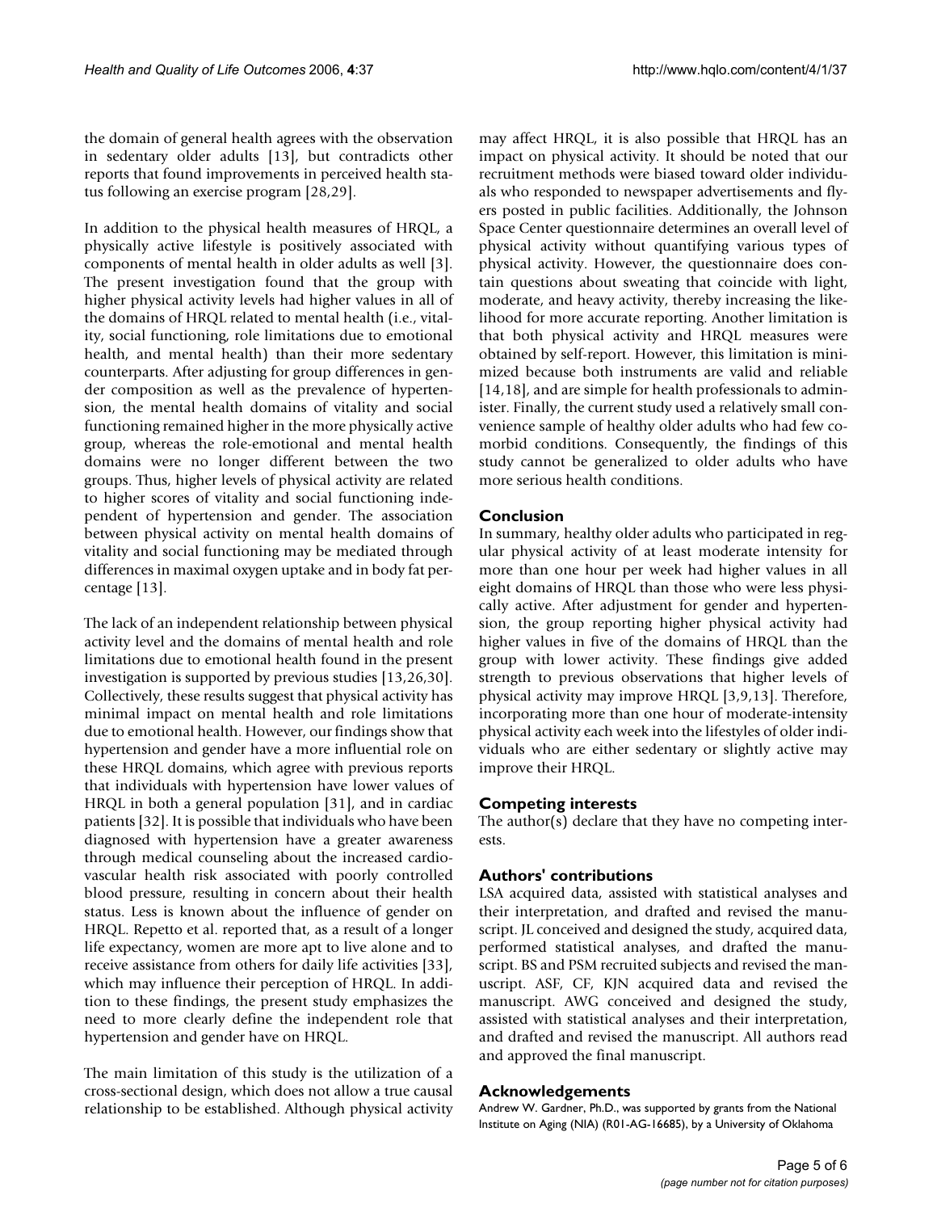the domain of general health agrees with the observation in sedentary older adults [13], but contradicts other reports that found improvements in perceived health status following an exercise program [28,29].

In addition to the physical health measures of HRQL, a physically active lifestyle is positively associated with components of mental health in older adults as well [3]. The present investigation found that the group with higher physical activity levels had higher values in all of the domains of HRQL related to mental health (i.e., vitality, social functioning, role limitations due to emotional health, and mental health) than their more sedentary counterparts. After adjusting for group differences in gender composition as well as the prevalence of hypertension, the mental health domains of vitality and social functioning remained higher in the more physically active group, whereas the role-emotional and mental health domains were no longer different between the two groups. Thus, higher levels of physical activity are related to higher scores of vitality and social functioning independent of hypertension and gender. The association between physical activity on mental health domains of vitality and social functioning may be mediated through differences in maximal oxygen uptake and in body fat percentage [13].

The lack of an independent relationship between physical activity level and the domains of mental health and role limitations due to emotional health found in the present investigation is supported by previous studies [13,26,30]. Collectively, these results suggest that physical activity has minimal impact on mental health and role limitations due to emotional health. However, our findings show that hypertension and gender have a more influential role on these HRQL domains, which agree with previous reports that individuals with hypertension have lower values of HRQL in both a general population [31], and in cardiac patients [32]. It is possible that individuals who have been diagnosed with hypertension have a greater awareness through medical counseling about the increased cardiovascular health risk associated with poorly controlled blood pressure, resulting in concern about their health status. Less is known about the influence of gender on HRQL. Repetto et al. reported that, as a result of a longer life expectancy, women are more apt to live alone and to receive assistance from others for daily life activities [33], which may influence their perception of HRQL. In addition to these findings, the present study emphasizes the need to more clearly define the independent role that hypertension and gender have on HRQL.

The main limitation of this study is the utilization of a cross-sectional design, which does not allow a true causal relationship to be established. Although physical activity may affect HRQL, it is also possible that HRQL has an impact on physical activity. It should be noted that our recruitment methods were biased toward older individuals who responded to newspaper advertisements and flyers posted in public facilities. Additionally, the Johnson Space Center questionnaire determines an overall level of physical activity without quantifying various types of physical activity. However, the questionnaire does contain questions about sweating that coincide with light, moderate, and heavy activity, thereby increasing the likelihood for more accurate reporting. Another limitation is that both physical activity and HRQL measures were obtained by self-report. However, this limitation is minimized because both instruments are valid and reliable [14,18], and are simple for health professionals to administer. Finally, the current study used a relatively small convenience sample of healthy older adults who had few comorbid conditions. Consequently, the findings of this study cannot be generalized to older adults who have more serious health conditions.

## Conclusion

In summary, healthy older adults who participated in regular physical activity of at least moderate intensity for more than one hour per week had higher values in all eight domains of HRQL than those who were less physically active. After adjustment for gender and hypertension, the group reporting higher physical activity had higher values in five of the domains of HRQL than the group with lower activity. These findings give added strength to previous observations that higher levels of physical activity may improve HRQL [3,9,13]. Therefore, incorporating more than one hour of moderate-intensity physical activity each week into the lifestyles of older individuals who are either sedentary or slightly active may improve their HRQL.

## Competing interests

The author(s) declare that they have no competing interests.

## Authors' contributions

LSA acquired data, assisted with statistical analyses and their interpretation, and drafted and revised the manuscript. JL conceived and designed the study, acquired data, performed statistical analyses, and drafted the manuscript. BS and PSM recruited subjects and revised the manuscript. ASF, CF, KJN acquired data and revised the manuscript. AWG conceived and designed the study, assisted with statistical analyses and their interpretation, and drafted and revised the manuscript. All authors read and approved the final manuscript.

## Acknowledgements

Andrew W. Gardner, Ph.D., was supported by grants from the National Institute on Aging (NIA) (R01-AG-16685), by a University of Oklahoma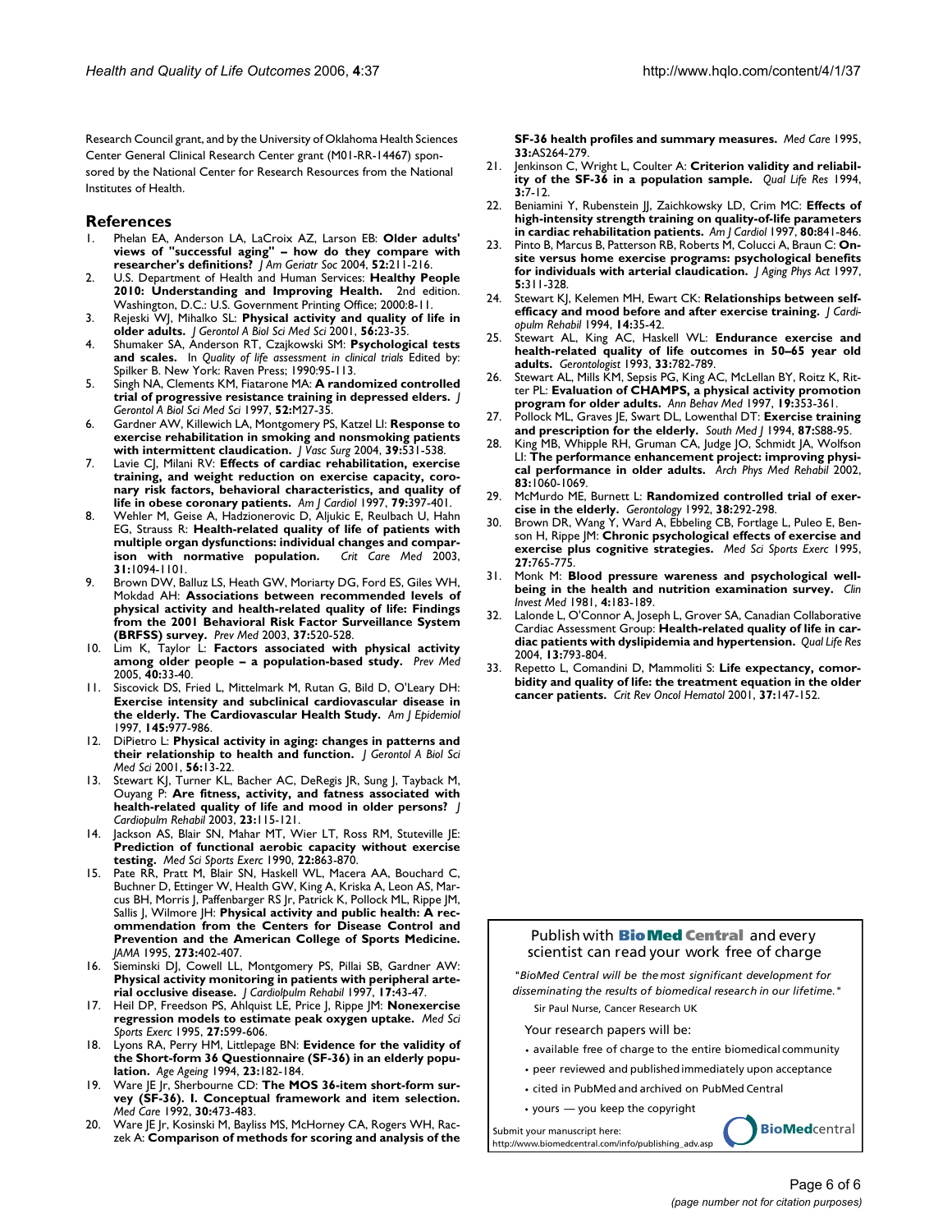Research Council grant, and by the University of Oklahoma Health Sciences Center General Clinical Research Center grant (M01-RR-14467) sponsored by the National Center for Research Resources from the National Institutes of Health.

## References

1. Phelan EA, Anderson LA, LaCroix AZ, Larson EB: **Older adults' views of "successful aging" – how do they compare with researcher's definitions?** *J Am Geriatr Soc* 2004, **52:**211-216.
2. U.S. Department of Health and Human Services: **Healthy People 2010: Understanding and Improving Health.** 2nd edition. Washington, D.C.: U.S. Government Printing Office; 2000:8-11.
3. Rejeski WJ, Mihalko SL: **Physical activity and quality of life in older adults.** *J Gerontol A Biol Sci Med Sci* 2001, **56:**23-35.
4. Shumaker SA, Anderson RT, Czajkowski SM: **Psychological tests and scales.** In *Quality of life assessment in clinical trials* Edited by: Spilker B. New York: Raven Press; 1990:95-113.
5. Singh NA, Clements KM, Fiatarone MA: **A randomized controlled trial of progressive resistance training in depressed elders.** *J Gerontol A Biol Sci Med Sci* 1997, **52:**M27-35.
6. Gardner AW, Killewich LA, Montgomery PS, Katzel LI: **Response to exercise rehabilitation in smoking and nonsmoking patients with intermittent claudication.** *J Vasc Surg* 2004, **39:**531-538.
7. Lavie CJ, Milani RV: **Effects of cardiac rehabilitation, exercise training, and weight reduction on exercise capacity, coronary risk factors, behavioral characteristics, and quality of life in obese coronary patients.** *Am J Cardiol* 1997, **79:**397-401.
8. Wehler M, Geise A, Hadzionerovic D, Aljukic E, Reulbach U, Hahn EG, Strauss R: **Health-related quality of life of patients with multiple organ dysfunctions: individual changes and comparison with normative population.** *Crit Care Med* 2003, **31:**1094-1101.
9. Brown DW, Balluz LS, Heath GW, Moriarty DG, Ford ES, Giles WH, Mokdad AH: **Associations between recommended levels of physical activity and health-related quality of life: Findings from the 2001 Behavioral Risk Factor Surveillance System (BRFSS) survey.** *Prev Med* 2003, **37:**520-528.
10. Lim K, Taylor L: **Factors associated with physical activity among older people – a population-based study.** *Prev Med* 2005, **40:**33-40.
11. Siscovick DS, Fried L, Mittelmark M, Rutan G, Bild D, O'Leary DH: **Exercise intensity and subclinical cardiovascular disease in the elderly. The Cardiovascular Health Study.** *Am J Epidemiol* 1997, **145:**977-986.
12. DiPietro L: **Physical activity in aging: changes in patterns and their relationship to health and function.** *J Gerontol A Biol Sci Med Sci* 2001, **56:**13-22.
13. Stewart KJ, Turner KL, Bacher AC, DeRegis JR, Sung J, Tayback M, Ouyang P: **Are fitness, activity, and fatness associated with health-related quality of life and mood in older persons?** *J Cardiopulm Rehabil* 2003, **23:**115-121.
14. Jackson AS, Blair SN, Mahar MT, Wier LT, Ross RM, Stuteville JE: **Prediction of functional aerobic capacity without exercise testing.** *Med Sci Sports Exerc* 1990, **22:**863-870.
15. Pate RR, Pratt M, Blair SN, Haskell WL, Macera AA, Bouchard C, Buchner D, Ettinger W, Health GW, King A, Kriska A, Leon AS, Marcus BH, Morris J, Paffenbarger RS Jr, Patrick K, Pollock ML, Rippe JM, Sallis J, Wilmore JH: **Physical activity and public health: A recommendation from the Centers for Disease Control and Prevention and the American College of Sports Medicine.** *JAMA* 1995, **273:**402-407.
16. Sieminski DJ, Cowell LL, Montgomery PS, Pillai SB, Gardner AW: **Physical activity monitoring in patients with peripheral arterial occlusive disease.** *J Cardiopulm Rehabil* 1997, **17:**43-47.
17. Heil DP, Freedson PS, Ahlquist LE, Price J, Rippe JM: **Nonexercise regression models to estimate peak oxygen uptake.** *Med Sci Sports Exerc* 1995, **27:**599-606.
18. Lyons RA, Perry HM, Littlepage BN: **Evidence for the validity of the Short-form 36 Questionnaire (SF-36) in an elderly population.** *Age Ageing* 1994, **23:**182-184.
19. Ware JE Jr, Sherbourne CD: **The MOS 36-item short-form survey (SF-36). I. Conceptual framework and item selection.** *Med Care* 1992, **30:**473-483.
20. Ware JE Jr, Kosinski M, Bayliss MS, McHorney CA, Rogers WH, Raczek A: **Comparison of methods for scoring and analysis of the SF-36 health profiles and summary measures.** *Med Care* 1995, **33:**AS264-279.
21. Jenkinson C, Wright L, Coulter A: **Criterion validity and reliability of the SF-36 in a population sample.** *Qual Life Res* 1994, **3:**7-12.
22. Beniamini Y, Rubenstein JJ, Zaichkowsky LD, Crim MC: **Effects of high-intensity strength training on quality-of-life parameters in cardiac rehabilitation patients.** *Am J Cardiol* 1997, **80:**841-846.
23. Pinto B, Marcus B, Patterson RB, Roberts M, Colucci A, Braun C: **On-site versus home exercise programs: psychological benefits for individuals with arterial claudication.** *J Aging Phys Act* 1997, **5:**311-328.
24. Stewart KJ, Kelemen MH, Ewart CK: **Relationships between self-efficacy and mood before and after exercise training.** *J Cardiopulm Rehabil* 1994, **14:**35-42.
25. Stewart AL, King AC, Haskell WL: **Endurance exercise and health-related quality of life outcomes in 50–65 year old adults.** *Gerontologist* 1993, **33:**782-789.
26. Stewart AL, Mills KM, Sepsis PG, King AC, McLellan BY, Roitz K, Ritter PL: **Evaluation of CHAMPS, a physical activity promotion program for older adults.** *Ann Behav Med* 1997, **19:**353-361.
27. Pollock ML, Graves JE, Swart DL, Lowenthal DT: **Exercise training and prescription for the elderly.** *South Med J* 1994, **87:**S88-95.
28. King MB, Whipple RH, Gruman CA, Judge JO, Schmidt JA, Wolfson LI: **The performance enhancement project: improving physical performance in older adults.** *Arch Phys Med Rehabil* 2002, **83:**1060-1069.
29. McMurdo ME, Burnett L: **Randomized controlled trial of exercise in the elderly.** *Gerontology* 1992, **38:**292-298.
30. Brown DR, Wang Y, Ward A, Ebbeling CB, Fortlage L, Puleo E, Benson H, Rippe JM: **Chronic psychological effects of exercise and exercise plus cognitive strategies.** *Med Sci Sports Exerc* 1995, **27:**765-775.
31. Monk M: **Blood pressure wareness and psychological well-being in the health and nutrition examination survey.** *Clin Invest Med* 1981, **4:**183-189.
32. Lalonde L, O'Connor A, Joseph L, Grover SA, Canadian Collaborative Cardiac Assessment Group: **Health-related quality of life in cardiac patients with dyslipidemia and hypertension.** *Qual Life Res* 2004, **13:**793-804.
33. Repetto L, Comandini D, Mammoliti S: **Life expectancy, comorbidity and quality of life: the treatment equation in the older cancer patients.** *Crit Rev Oncol Hematol* 2001, **37:**147-152.

Publish with **BioMed Central** and every scientist can read your work free of charge

*"BioMed Central will be the most significant development for disseminating the results of biomedical research in our lifetime."*

Sir Paul Nurse, Cancer Research UK

Your research papers will be:

- available free of charge to the entire biomedical community
- peer reviewed and published immediately upon acceptance
- cited in PubMed and archived on PubMed Central
- yours — you keep the copyright

Submit your manuscript here:
http://www.biomedcentral.com/info/publishing_adv.asp

BioMedcentral